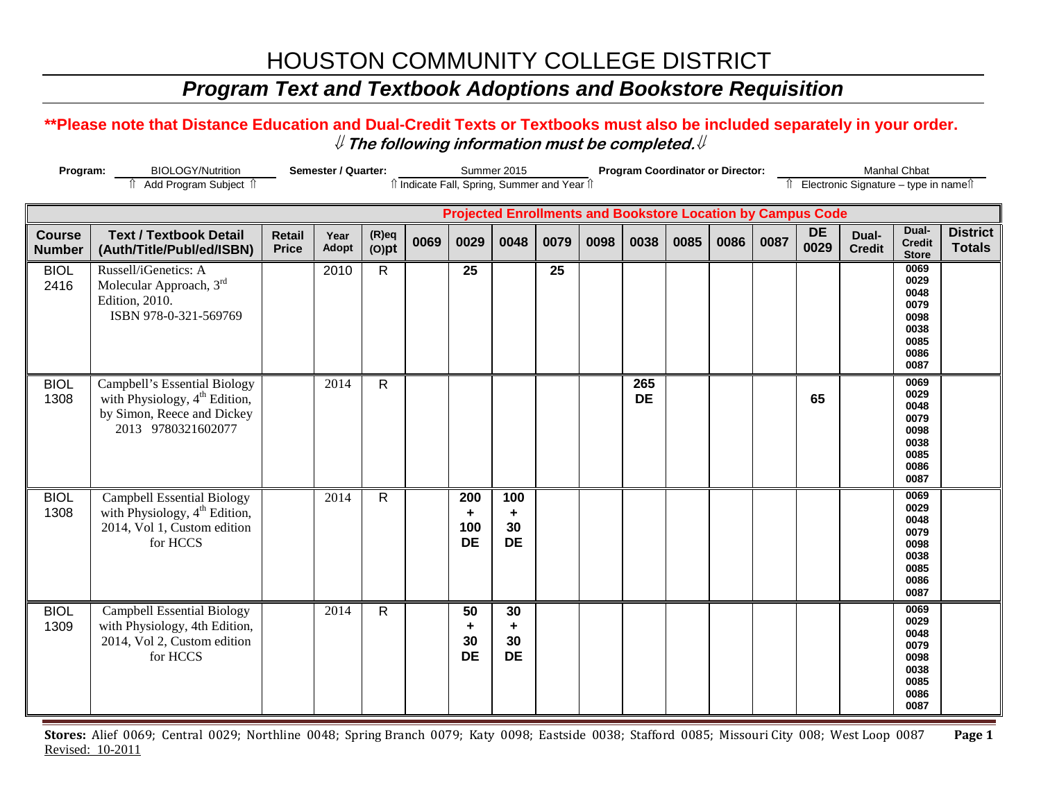# HOUSTON COMMUNITY COLLEGE DISTRICT

## *Program Text and Textbook Adoptions and Bookstore Requisition*

**\*\*Please note that Distance Education and Dual-Credit Texts or Textbooks must also be included separately in your order.**

⇓ ***The following information must be completed.*** ⇓

**Program:** BIOLOGY/Nutrition
⇑ Add Program Subject ⇑

**Semester / Quarter:** Summer 2015
⇑ Indicate Fall, Spring, Summer and Year ⇑

**Program Coordinator or Director:** Manhal Chbat
⇑ Electronic Signature – type in name ⇑

| | | | | | Projected Enrollments and Bookstore Location by Campus Code | | | | | | | | | | | | | |
|---|---|---|---|---|---|---|---|---|---|---|---|---|---|---|---|---|---|---|
| **Course Number** | **Text / Textbook Detail (Auth/Title/Publ/ed/ISBN)** | **Retail Price** | **Year Adopt** | **(R)eq (O)pt** | **0069** | **0029** | **0048** | **0079** | **0098** | **0038** | **0085** | **0086** | **0087** | **DE 0029** | **Dual-Credit** | **Dual-Credit Store** | **District Totals** |
| BIOL 2416 | Russell/iGenetics: A Molecular Approach, 3rd Edition, 2010. ISBN 978-0-321-569769 | | 2010 | R | | 25 | | 25 | | | | | | | | 0069 0029 0048 0079 0098 0038 0085 0086 0087 | |
| BIOL 1308 | Campbell's Essential Biology with Physiology, 4th Edition, by Simon, Reece and Dickey 2013 9780321602077 | | 2014 | R | | | | | | 265 DE | | | | 65 | | 0069 0029 0048 0079 0098 0038 0085 0086 0087 | |
| BIOL 1308 | Campbell Essential Biology with Physiology, 4th Edition, 2014, Vol 1, Custom edition for HCCS | | 2014 | R | | 200 + 100 DE | 100 + 30 DE | | | | | | | | | 0069 0029 0048 0079 0098 0038 0085 0086 0087 | |
| BIOL 1309 | Campbell Essential Biology with Physiology, 4th Edition, 2014, Vol 2, Custom edition for HCCS | | 2014 | R | | 50 + 30 DE | 30 + 30 DE | | | | | | | | | 0069 0029 0048 0079 0098 0038 0085 0086 0087 | |

**Stores:** Alief 0069; Central 0029; Northline 0048; Spring Branch 0079; Katy 0098; Eastside 0038; Stafford 0085; Missouri City 008; West Loop 0087

Revised: 10-2011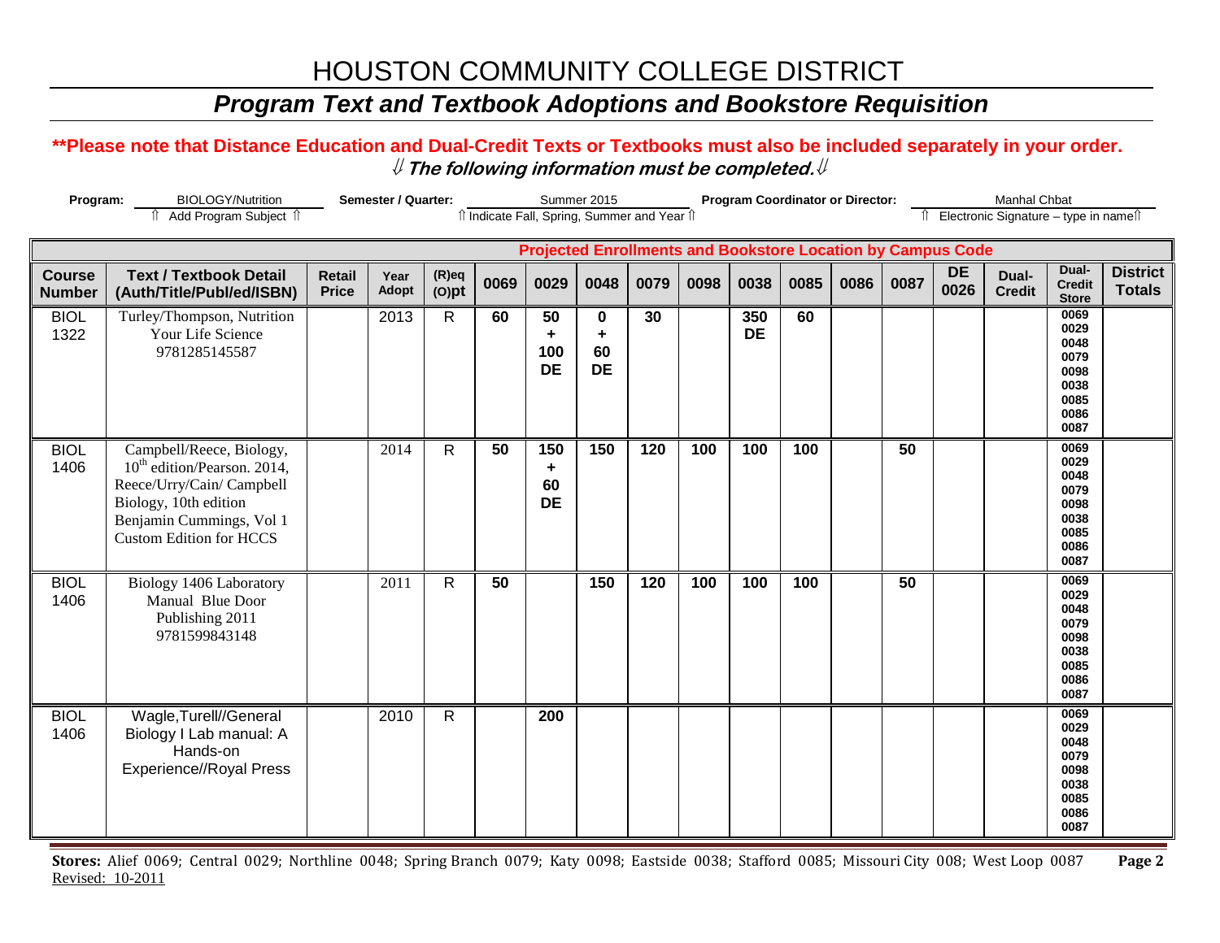# HOUSTON COMMUNITY COLLEGE DISTRICT

## *Program Text and Textbook Adoptions and Bookstore Requisition*

**\*\*Please note that Distance Education and Dual-Credit Texts or Textbooks must also be included separately in your order.**

⇓ ***The following information must be completed.*** ⇓

**Program:** BIOLOGY/Nutrition ⇑ Add Program Subject ⇑ **Semester / Quarter:** Summer 2015 ⇑ Indicate Fall, Spring, Summer and Year ⇑ **Program Coordinator or Director:** Manhal Chbat ⇑ Electronic Signature – type in name ⇑

| | | | | | Projected Enrollments and Bookstore Location by Campus Code | | | | | | | | | | | | |
|---|---|---|---|---|---|---|---|---|---|---|---|---|---|---|---|---|---|
| **Course Number** | **Text / Textbook Detail (Auth/Title/Publ/ed/ISBN)** | **Retail Price** | **Year Adopt** | **(R)eq (O)pt** | **0069** | **0029** | **0048** | **0079** | **0098** | **0038** | **0085** | **0086** | **0087** | **DE 0026** | **Dual-Credit** | **Dual-Credit Store** | **District Totals** |
| BIOL 1322 | Turley/Thompson, Nutrition Your Life Science 9781285145587 | | 2013 | R | 60 | 50 + 100 DE | 0 + 60 DE | 30 | | 350 DE | 60 | | | | | 0069 0029 0048 0079 0098 0038 0085 0086 0087 | |
| BIOL 1406 | Campbell/Reece, Biology, 10th edition/Pearson. 2014, Reece/Urry/Cain/ Campbell Biology, 10th edition Benjamin Cummings, Vol 1 Custom Edition for HCCS | | 2014 | R | 50 | 150 + 60 DE | 150 | 120 | 100 | 100 | 100 | | 50 | | | 0069 0029 0048 0079 0098 0038 0085 0086 0087 | |
| BIOL 1406 | Biology 1406 Laboratory Manual Blue Door Publishing 2011 9781599843148 | | 2011 | R | 50 | | 150 | 120 | 100 | 100 | 100 | | 50 | | | 0069 0029 0048 0079 0098 0038 0085 0086 0087 | |
| BIOL 1406 | Wagle,Turell//General Biology I Lab manual: A Hands-on Experience//Royal Press | | 2010 | R | | 200 | | | | | | | | | | 0069 0029 0048 0079 0098 0038 0085 0086 0087 | |

**Stores:** Alief 0069; Central 0029; Northline 0048; Spring Branch 0079; Katy 0098; Eastside 0038; Stafford 0085; Missouri City 008; West Loop 0087

Revised: 10-2011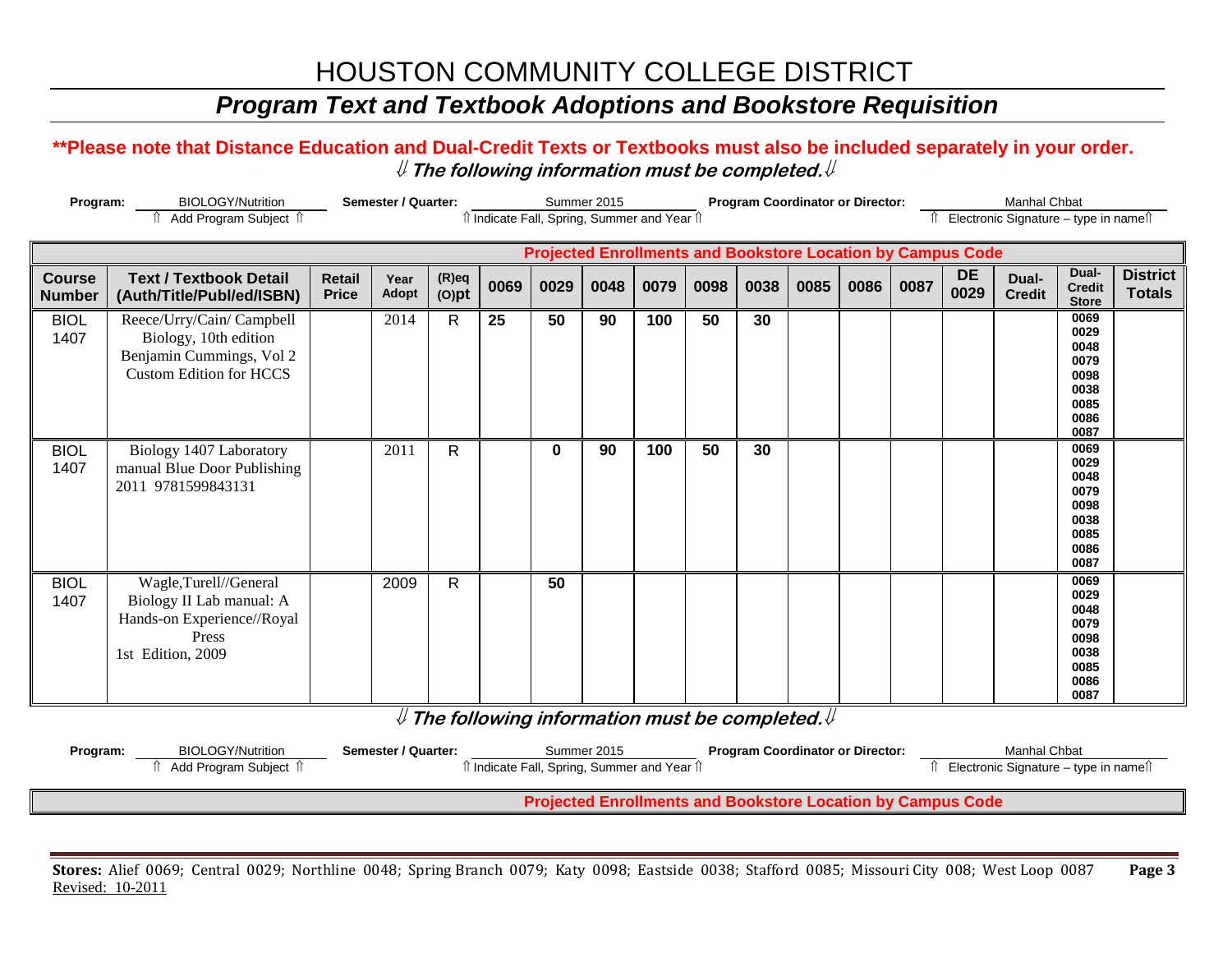# HOUSTON COMMUNITY COLLEGE DISTRICT

## *Program Text and Textbook Adoptions and Bookstore Requisition*

**\*\*Please note that Distance Education and Dual-Credit Texts or Textbooks must also be included separately in your order.**

⇓ ***The following information must be completed.*** ⇓

**Program:** BIOLOGY/Nutrition
⇑ Add Program Subject ⇑

**Semester / Quarter:** Summer 2015
⇑ Indicate Fall, Spring, Summer and Year ⇑

**Program Coordinator or Director:** Manhal Chbat
⇑ Electronic Signature – type in name⇑

| | | | | | **Projected Enrollments and Bookstore Location by Campus Code** | | | | | | | | | | | | |
|---|---|---|---|---|---|---|---|---|---|---|---|---|---|---|---|---|---|
| **Course Number** | **Text / Textbook Detail (Auth/Title/Publ/ed/ISBN)** | **Retail Price** | **Year Adopt** | **(R)eq (O)pt** | **0069** | **0029** | **0048** | **0079** | **0098** | **0038** | **0085** | **0086** | **0087** | **DE 0029** | **Dual-Credit** | **Dual-Credit Store** | **District Totals** |
| BIOL 1407 | Reece/Urry/Cain/ Campbell Biology, 10th edition Benjamin Cummings, Vol 2 Custom Edition for HCCS | | 2014 | R | 25 | 50 | 90 | 100 | 50 | 30 | | | | | | 0069 0029 0048 0079 0098 0038 0085 0086 0087 | |
| BIOL 1407 | Biology 1407 Laboratory manual Blue Door Publishing 2011 9781599843131 | | 2011 | R | | 0 | 90 | 100 | 50 | 30 | | | | | | 0069 0029 0048 0079 0098 0038 0085 0086 0087 | |
| BIOL 1407 | Wagle,Turell//General Biology II Lab manual: A Hands-on Experience//Royal Press 1st Edition, 2009 | | 2009 | R | | 50 | | | | | | | | | | 0069 0029 0048 0079 0098 0038 0085 0086 0087 | |

⇓ ***The following information must be completed.*** ⇓

**Program:** BIOLOGY/Nutrition
⇑ Add Program Subject ⇑

**Semester / Quarter:** Summer 2015
⇑ Indicate Fall, Spring, Summer and Year ⇑

**Program Coordinator or Director:** Manhal Chbat
⇑ Electronic Signature – type in name⇑

**Projected Enrollments and Bookstore Location by Campus Code**

**Stores:** Alief 0069; Central 0029; Northline 0048; Spring Branch 0079; Katy 0098; Eastside 0038; Stafford 0085; Missouri City 008; West Loop 0087

Revised: 10-2011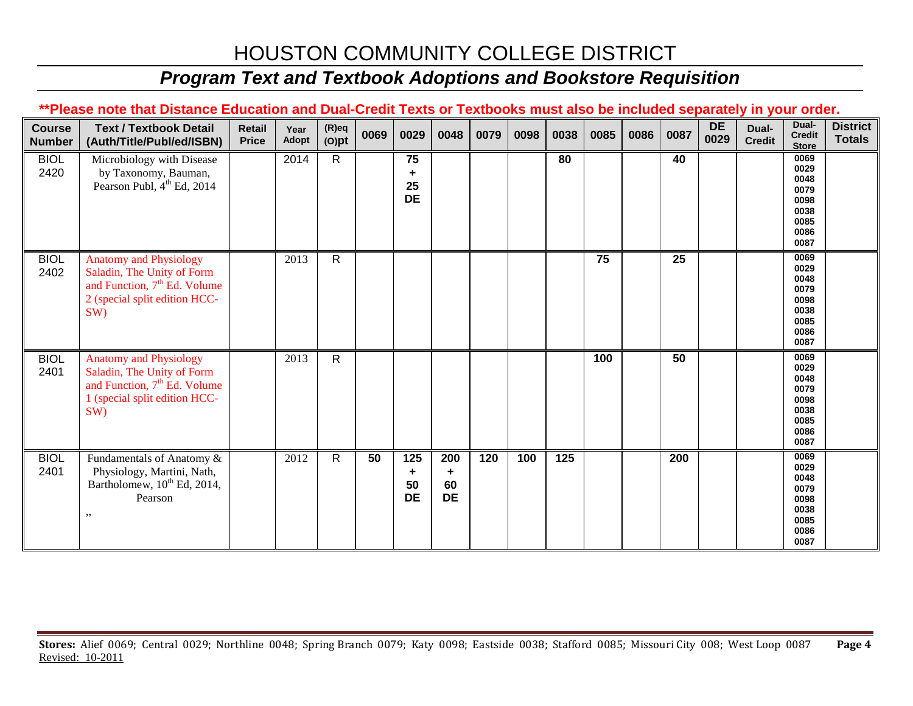# HOUSTON COMMUNITY COLLEGE DISTRICT

## *Program Text and Textbook Adoptions and Bookstore Requisition*

**\*\*Please note that Distance Education and Dual-Credit Texts or Textbooks must also be included separately in your order.**

| Course Number | Text / Textbook Detail (Auth/Title/Publ/ed/ISBN) | Retail Price | Year Adopt | (R)eq (O)pt | 0069 | 0029 | 0048 | 0079 | 0098 | 0038 | 0085 | 0086 | 0087 | DE 0029 | Dual-Credit | Dual-Credit Store | District Totals |
|---|---|---|---|---|---|---|---|---|---|---|---|---|---|---|---|---|---|
| BIOL 2420 | Microbiology with Disease by Taxonomy, Bauman, Pearson Publ, 4th Ed, 2014 | | 2014 | R | | 75 + 25 DE | | | | 80 | | | 40 | | | 0069 0029 0048 0079 0098 0038 0085 0086 0087 | |
| BIOL 2402 | Anatomy and Physiology Saladin, The Unity of Form and Function, 7th Ed. Volume 2 (special split edition HCC-SW) | | 2013 | R | | | | | | | 75 | | 25 | | | 0069 0029 0048 0079 0098 0038 0085 0086 0087 | |
| BIOL 2401 | Anatomy and Physiology Saladin, The Unity of Form and Function, 7th Ed. Volume 1 (special split edition HCC-SW) | | 2013 | R | | | | | | | 100 | | 50 | | | 0069 0029 0048 0079 0098 0038 0085 0086 0087 | |
| BIOL 2401 | Fundamentals of Anatomy & Physiology, Martini, Nath, Bartholomew, 10th Ed, 2014, Pearson ,, | | 2012 | R | 50 | 125 + 50 DE | 200 + 60 DE | 120 | 100 | 125 | | | 200 | | | 0069 0029 0048 0079 0098 0038 0085 0086 0087 | |

**Stores:** Alief 0069; Central 0029; Northline 0048; Spring Branch 0079; Katy 0098; Eastside 0038; Stafford 0085; Missouri City 008; West Loop 0087

Revised: 10-2011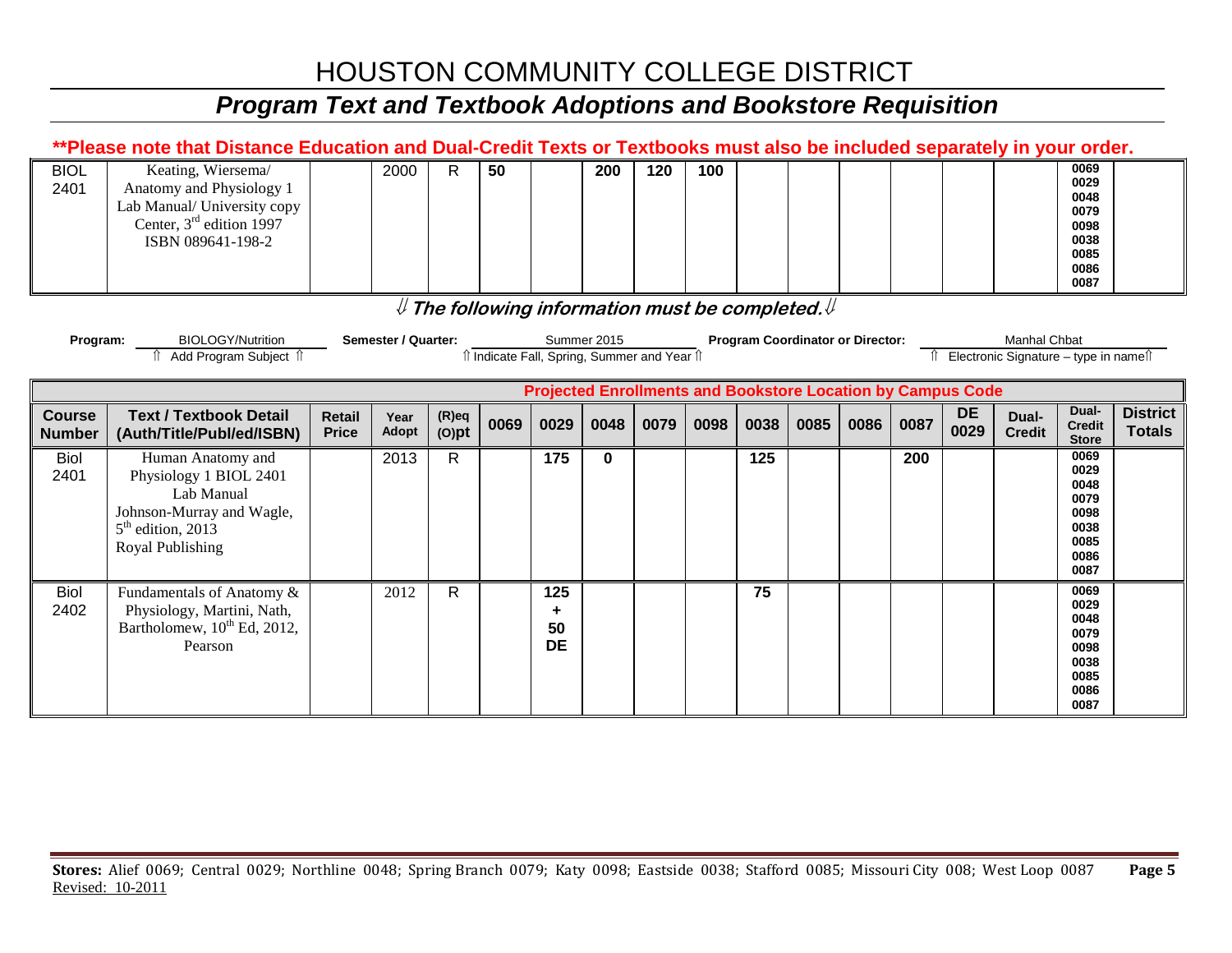# HOUSTON COMMUNITY COLLEGE DISTRICT

## *Program Text and Textbook Adoptions and Bookstore Requisition*

**\*\*Please note that Distance Education and Dual-Credit Texts or Textbooks must also be included separately in your order.**

| BIOL 2401 | Keating, Wiersema/ Anatomy and Physiology 1 Lab Manual/ University copy Center, 3rd edition 1997 ISBN 089641-198-2 | | 2000 | R | 50 | | 200 | 120 | 100 | | | | | | | 0069 0029 0048 0079 0098 0038 0085 0086 0087 | |
|---|---|---|---|---|---|---|---|---|---|---|---|---|---|---|---|---|---|

⇓ ***The following information must be completed.*** ⇓

**Program:** BIOLOGY/Nutrition (⇑ Add Program Subject ⇑) **Semester / Quarter:** Summer 2015 (⇑ Indicate Fall, Spring, Summer and Year ⇑) **Program Coordinator or Director:** Manhal Chbat (⇑ Electronic Signature – type in name ⇑)

| | | | | | Projected Enrollments and Bookstore Location by Campus Code | | | | | | | | | | | | |
|---|---|---|---|---|---|---|---|---|---|---|---|---|---|---|---|---|---|
| **Course Number** | **Text / Textbook Detail (Auth/Title/Publ/ed/ISBN)** | **Retail Price** | **Year Adopt** | **(R)eq (O)pt** | **0069** | **0029** | **0048** | **0079** | **0098** | **0038** | **0085** | **0086** | **0087** | **DE 0029** | **Dual-Credit** | **Dual-Credit Store** | **District Totals** |
| Biol 2401 | Human Anatomy and Physiology 1 BIOL 2401 Lab Manual Johnson-Murray and Wagle, 5th edition, 2013 Royal Publishing | | 2013 | R | | 175 | 0 | | | 125 | | | 200 | | | 0069 0029 0048 0079 0098 0038 0085 0086 0087 | |
| Biol 2402 | Fundamentals of Anatomy & Physiology, Martini, Nath, Bartholomew, 10th Ed, 2012, Pearson | | 2012 | R | | 125 + 50 DE | | | | 75 | | | | | | 0069 0029 0048 0079 0098 0038 0085 0086 0087 | |

**Stores:** Alief 0069; Central 0029; Northline 0048; Spring Branch 0079; Katy 0098; Eastside 0038; Stafford 0085; Missouri City 008; West Loop 0087

Revised: 10-2011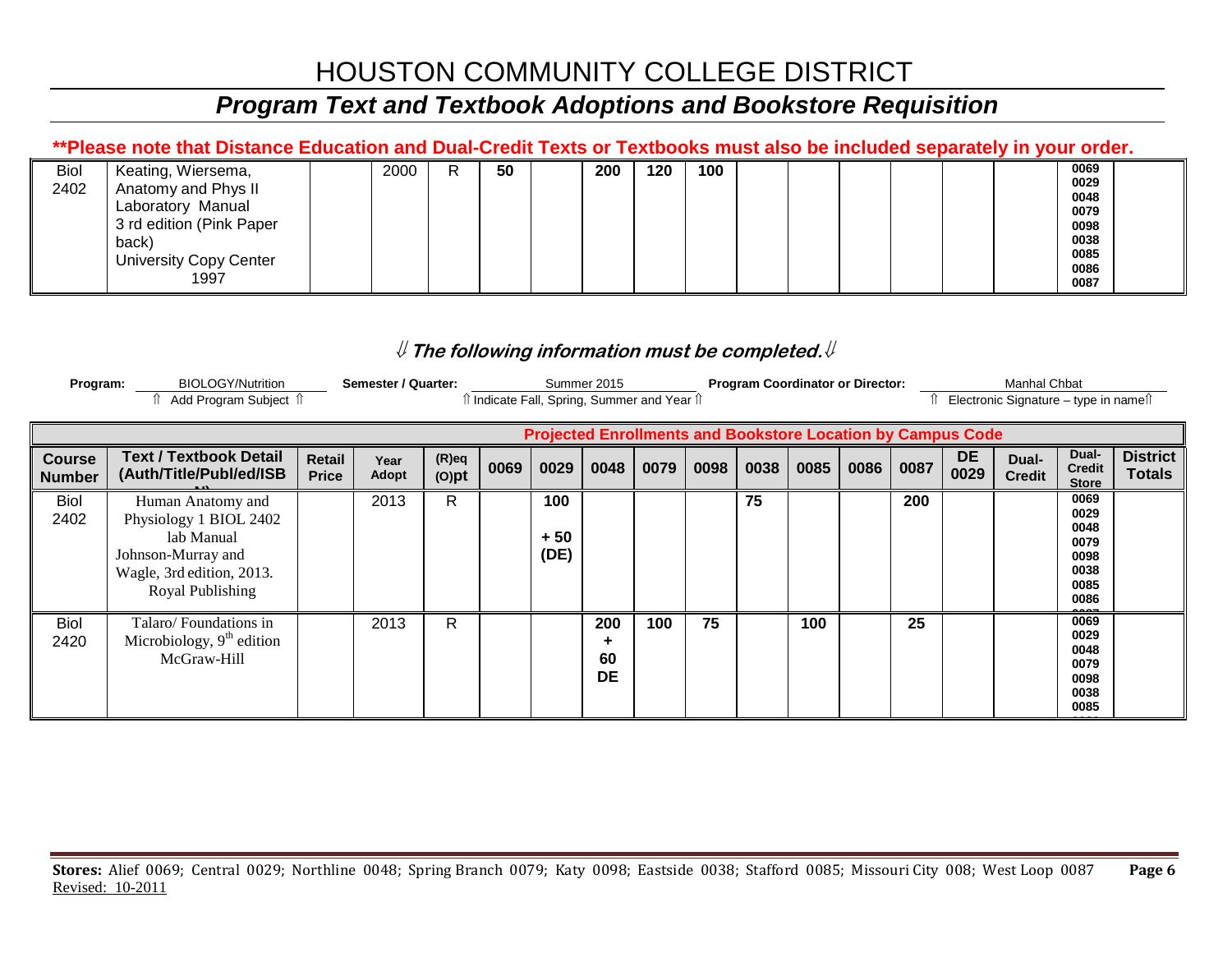# HOUSTON COMMUNITY COLLEGE DISTRICT

## *Program Text and Textbook Adoptions and Bookstore Requisition*

**\*\*Please note that Distance Education and Dual-Credit Texts or Textbooks must also be included separately in your order.**

| Course Number | Text / Textbook Detail (Auth/Title/Publ/ed/ISBN) | Retail Price | Year Adopt | (R)eq (O)pt | 0069 | 0029 | 0048 | 0079 | 0098 | 0038 | 0085 | 0086 | 0087 | DE 0029 | Dual-Credit | Dual-Credit Store | District Totals |
|---|---|---|---|---|---|---|---|---|---|---|---|---|---|---|---|---|---|
| Biol 2402 | Keating, Wiersema, Anatomy and Phys II Laboratory Manual 3 rd edition (Pink Paper back) University Copy Center 1997 | | 2000 | R | 50 | | 200 | 120 | 100 | | | | | | | 0069 0029 0048 0079 0098 0038 0085 0086 0087 | |

***⇓ The following information must be completed. ⇓***

**Program:** BIOLOGY/Nutrition
⇑ Add Program Subject ⇑

**Semester / Quarter:** Summer 2015
⇑ Indicate Fall, Spring, Summer and Year ⇑

**Program Coordinator or Director:** Manhal Chbat
⇑ Electronic Signature – type in name ⇑

| | | | | | Projected Enrollments and Bookstore Location by Campus Code | | | | | | | | | | | | |
|---|---|---|---|---|---|---|---|---|---|---|---|---|---|---|---|---|---|
| **Course Number** | **Text / Textbook Detail (Auth/Title/Publ/ed/ISBN)** | **Retail Price** | **Year Adopt** | **(R)eq (O)pt** | **0069** | **0029** | **0048** | **0079** | **0098** | **0038** | **0085** | **0086** | **0087** | **DE 0029** | **Dual-Credit** | **Dual-Credit Store** | **District Totals** |
| Biol 2402 | Human Anatomy and Physiology 1 BIOL 2402 lab Manual Johnson-Murray and Wagle, 3rd edition, 2013. Royal Publishing | | 2013 | R | | 100 + 50 (DE) | | | | 75 | | | 200 | | | 0069 0029 0048 0079 0098 0038 0085 0086 | |
| Biol 2420 | Talaro/ Foundations in Microbiology, 9th edition McGraw-Hill | | 2013 | R | | | 200 + 60 DE | 100 | 75 | | 100 | | 25 | | | 0069 0029 0048 0079 0098 0038 0085 | |

**Stores:** Alief 0069; Central 0029; Northline 0048; Spring Branch 0079; Katy 0098; Eastside 0038; Stafford 0085; Missouri City 008; West Loop 0087

Revised: 10-2011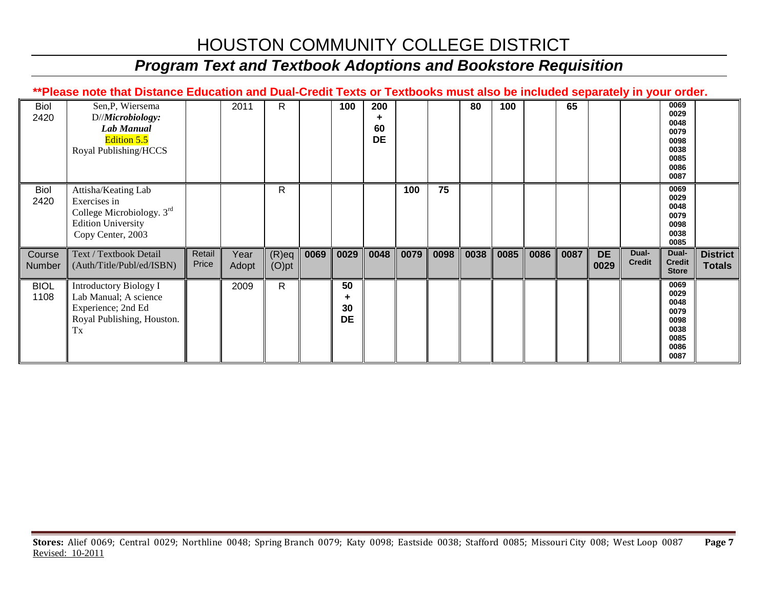# HOUSTON COMMUNITY COLLEGE DISTRICT

## *Program Text and Textbook Adoptions and Bookstore Requisition*

**\*\*Please note that Distance Education and Dual-Credit Texts or Textbooks must also be included separately in your order.**

| Course Number | Text / Textbook Detail (Auth/Title/Publ/ed/ISBN) | Retail Price | Year Adopt | (R)eq (O)pt | 0069 | 0029 | 0048 | 0079 | 0098 | 0038 | 0085 | 0086 | 0087 | DE 0029 | Dual-Credit | Dual-Credit Store | District Totals |
|---|---|---|---|---|---|---|---|---|---|---|---|---|---|---|---|---|---|
| Biol 2420 | Sen,P, Wiersema D//***Microbiology: Lab Manual*** Edition 5.5 Royal Publishing/HCCS | | 2011 | R | | 100 | 200 + 60 DE | | | 80 | 100 | | 65 | | | 0069 0029 0048 0079 0098 0038 0085 0086 0087 | |
| Biol 2420 | Attisha/Keating Lab Exercises in College Microbiology. 3rd Edition University Copy Center, 2003 | | | R | | | | 100 | 75 | | | | | | | 0069 0029 0048 0079 0098 0038 0085 | |
| BIOL 1108 | Introductory Biology I Lab Manual; A science Experience; 2nd Ed Royal Publishing, Houston. Tx | | 2009 | R | | 50 + 30 DE | | | | | | | | | | 0069 0029 0048 0079 0098 0038 0085 0086 0087 | |